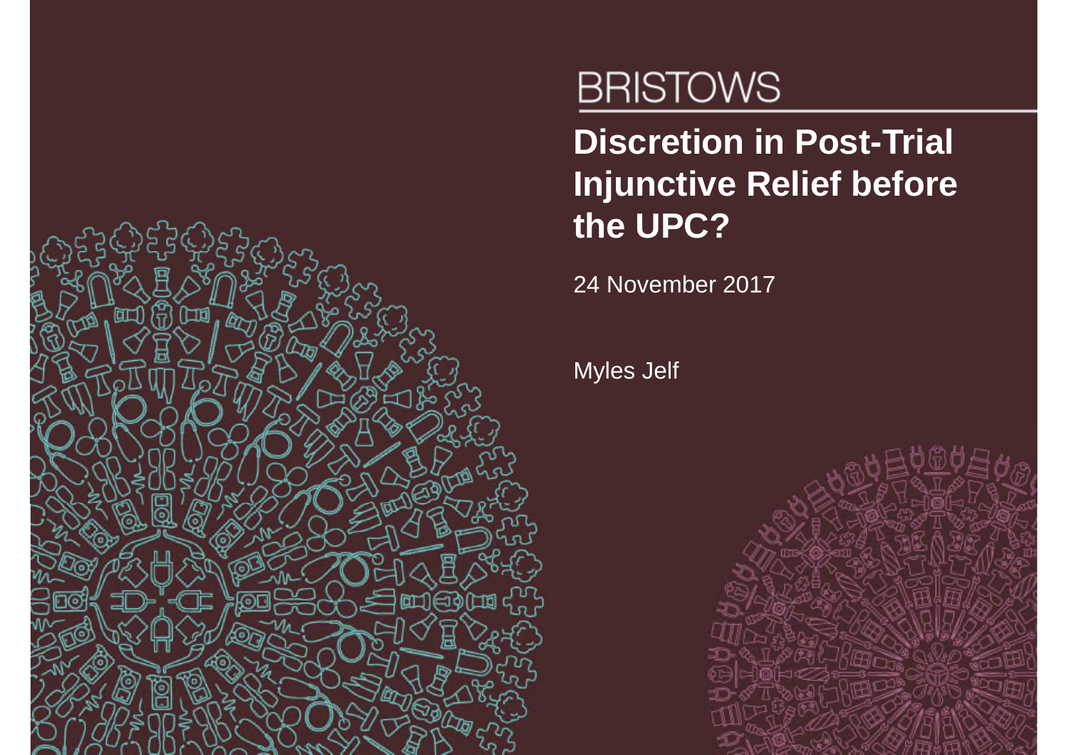BRISTOWS

# Discretion in Post-Trial Injunctive Relief before the UPC?

24 November 2017

Myles Jelf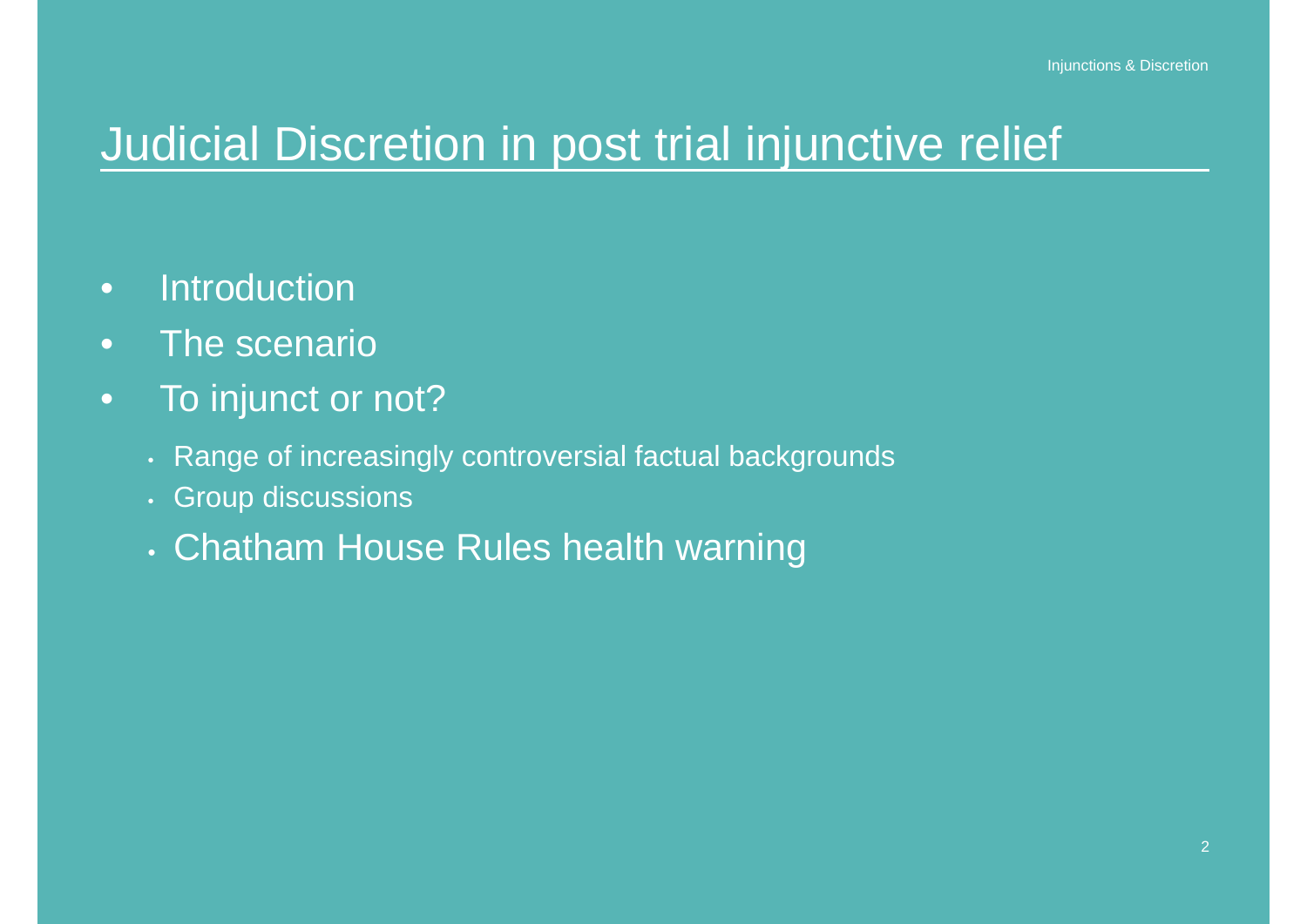# Judicial Discretion in post trial injunctive relief

- Introduction
- The scenario
- To injunct or not?
  - Range of increasingly controversial factual backgrounds
  - Group discussions
  - Chatham House Rules health warning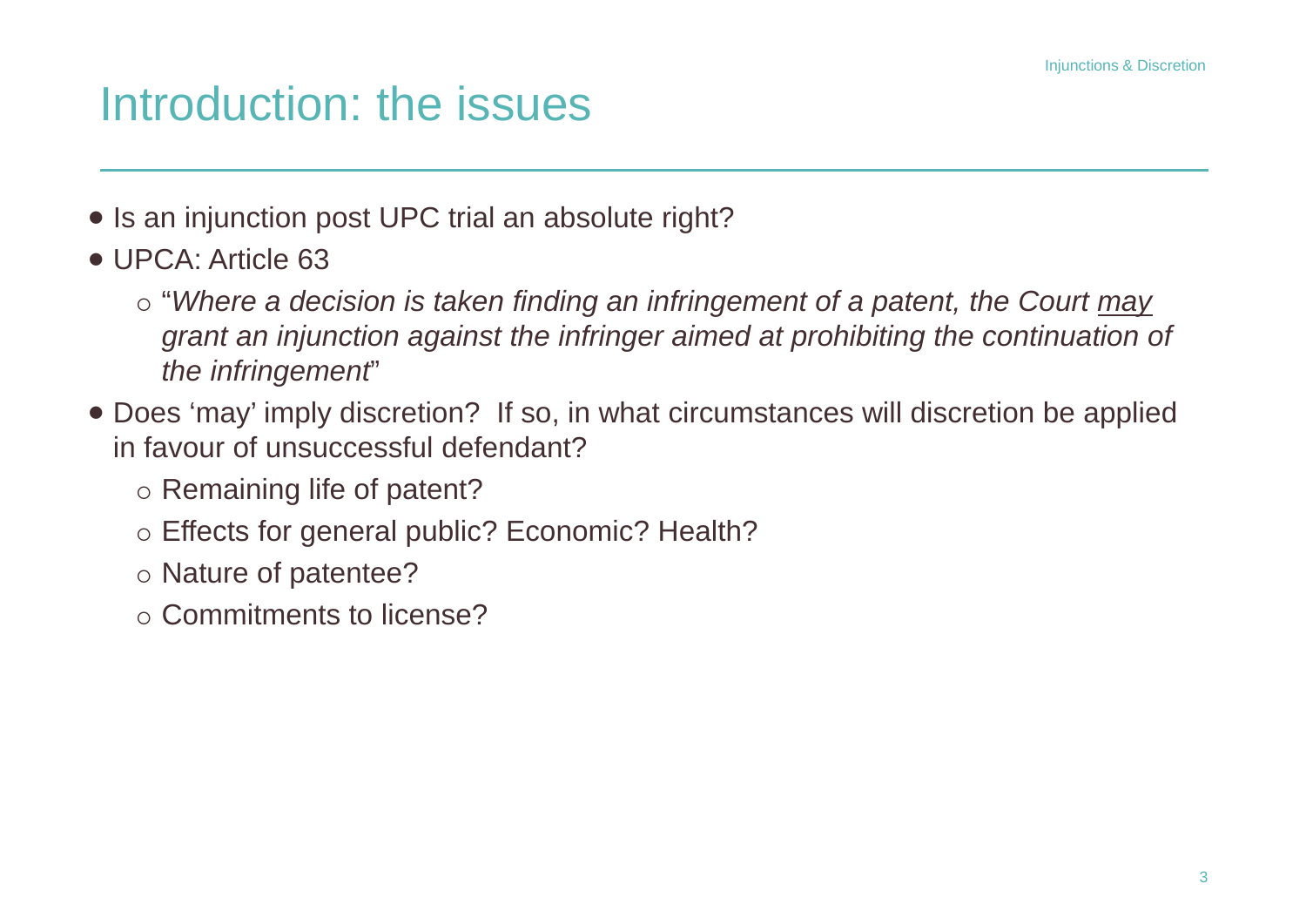# Introduction: the issues

- Is an injunction post UPC trial an absolute right?
- UPCA: Article 63
  - "*Where a decision is taken finding an infringement of a patent, the Court <u>may</u> grant an injunction against the infringer aimed at prohibiting the continuation of the infringement*"
- Does 'may' imply discretion? If so, in what circumstances will discretion be applied in favour of unsuccessful defendant?
  - Remaining life of patent?
  - Effects for general public? Economic? Health?
  - Nature of patentee?
  - Commitments to license?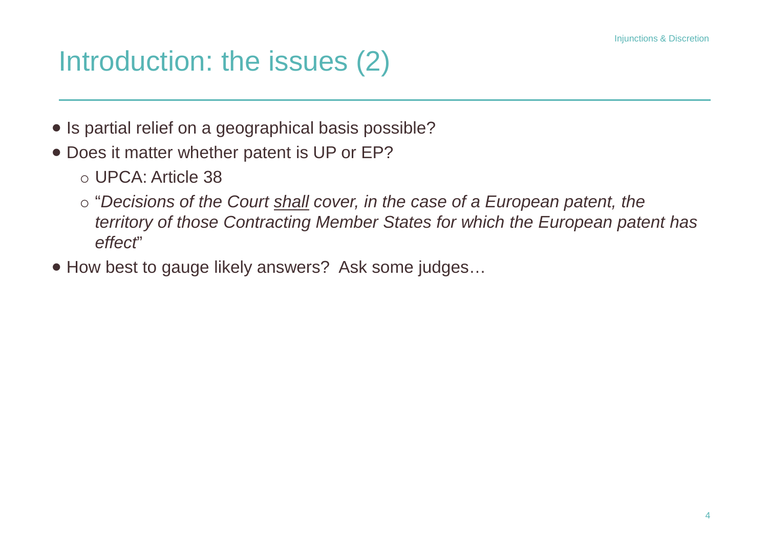# Introduction: the issues (2)

- Is partial relief on a geographical basis possible?
- Does it matter whether patent is UP or EP?
  - UPCA: Article 38
  - "*Decisions of the Court <u>shall</u> cover, in the case of a European patent, the territory of those Contracting Member States for which the European patent has effect*"
- How best to gauge likely answers? Ask some judges…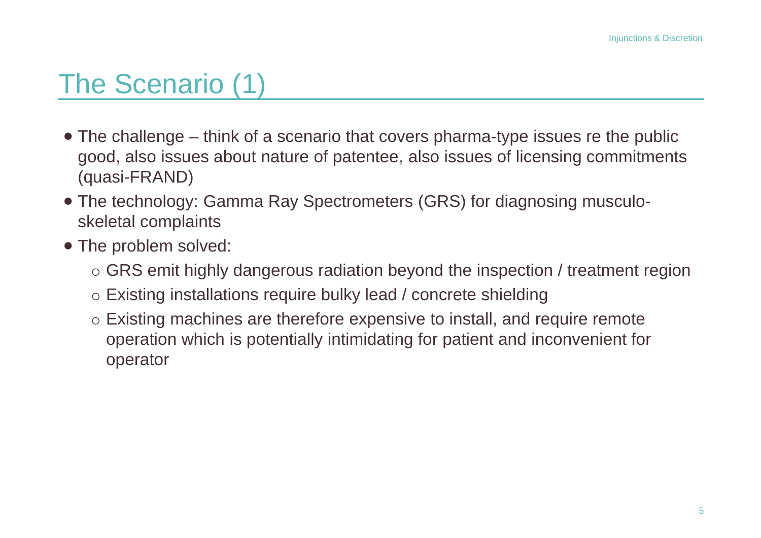# The Scenario (1)

- The challenge – think of a scenario that covers pharma-type issues re the public good, also issues about nature of patentee, also issues of licensing commitments (quasi-FRAND)
- The technology: Gamma Ray Spectrometers (GRS) for diagnosing musculo-skeletal complaints
- The problem solved:
  - GRS emit highly dangerous radiation beyond the inspection / treatment region
  - Existing installations require bulky lead / concrete shielding
  - Existing machines are therefore expensive to install, and require remote operation which is potentially intimidating for patient and inconvenient for operator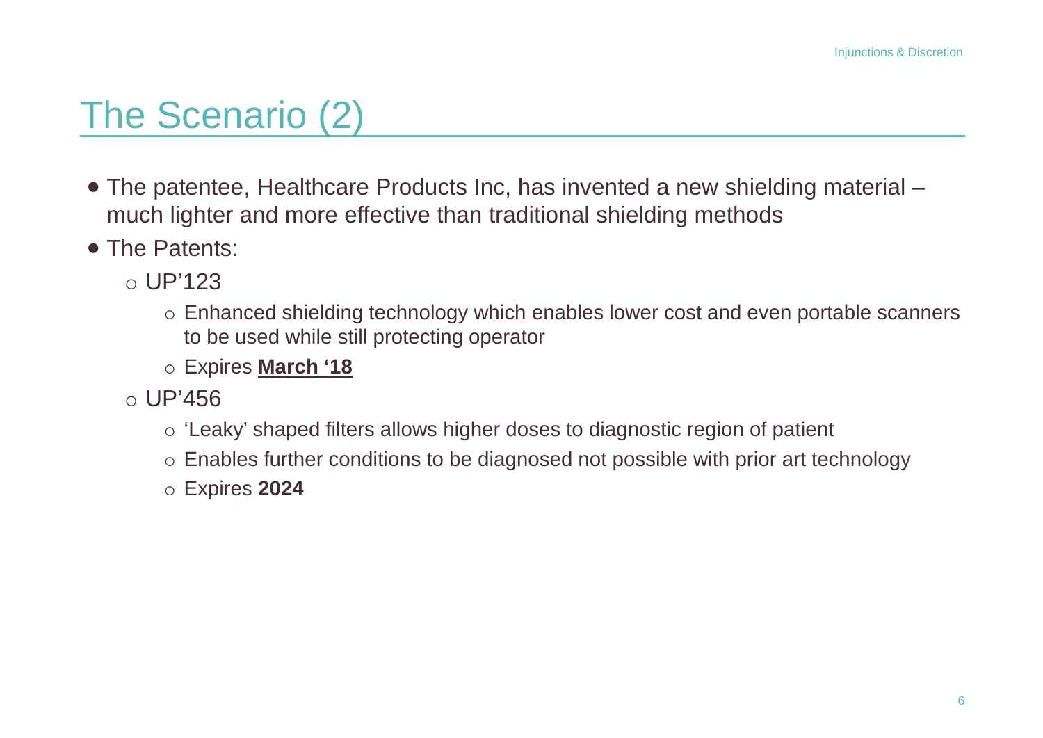# The Scenario (2)

- The patentee, Healthcare Products Inc, has invented a new shielding material – much lighter and more effective than traditional shielding methods
- The Patents:
  - UP'123
    - Enhanced shielding technology which enables lower cost and even portable scanners to be used while still protecting operator
    - Expires **March '18**
  - UP'456
    - 'Leaky' shaped filters allows higher doses to diagnostic region of patient
    - Enables further conditions to be diagnosed not possible with prior art technology
    - Expires **2024**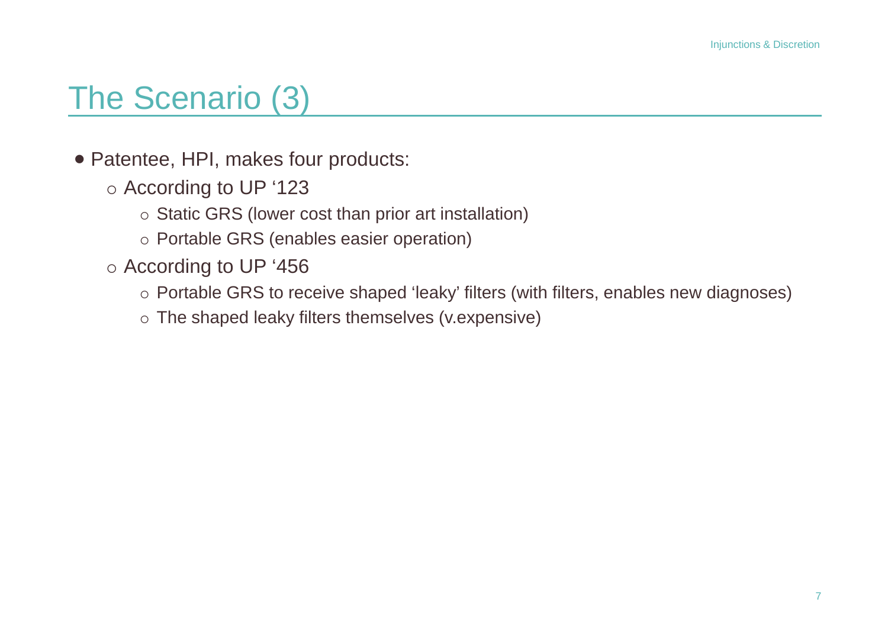# The Scenario (3)

- Patentee, HPI, makes four products:
  - According to UP '123
    - Static GRS (lower cost than prior art installation)
    - Portable GRS (enables easier operation)
  - According to UP '456
    - Portable GRS to receive shaped 'leaky' filters (with filters, enables new diagnoses)
    - The shaped leaky filters themselves (v.expensive)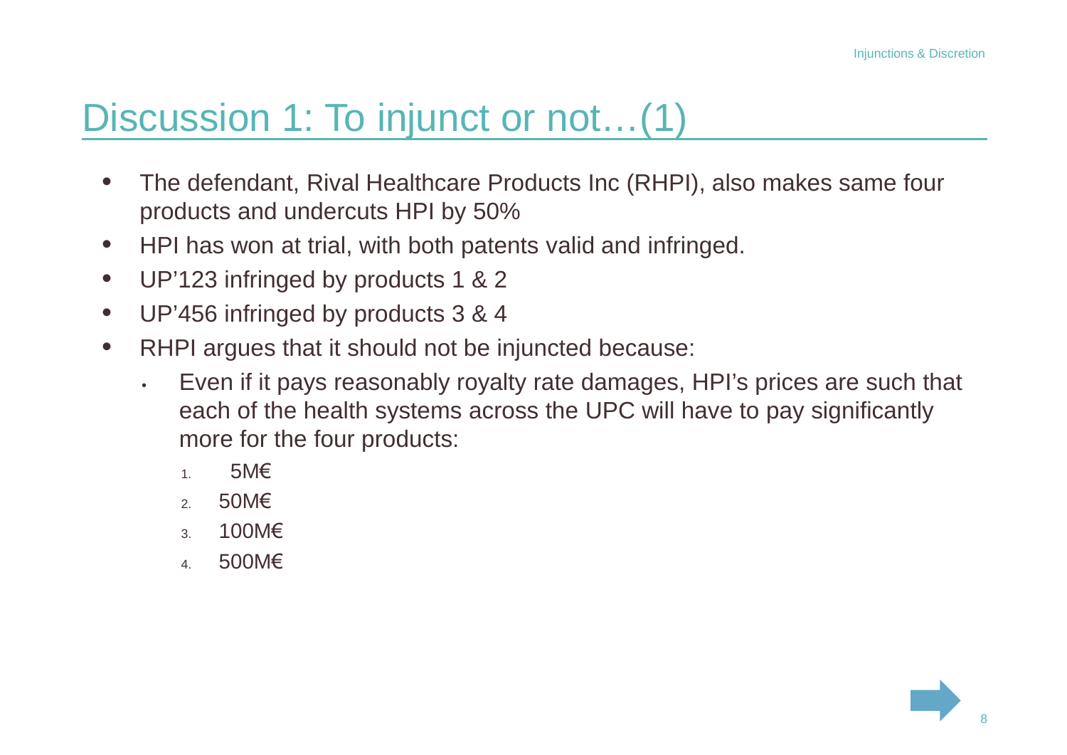# Discussion 1: To injunct or not…(1)

- The defendant, Rival Healthcare Products Inc (RHPI), also makes same four products and undercuts HPI by 50%
- HPI has won at trial, with both patents valid and infringed.
- UP'123 infringed by products 1 & 2
- UP'456 infringed by products 3 & 4
- RHPI argues that it should not be injuncted because:
  - Even if it pays reasonably royalty rate damages, HPI's prices are such that each of the health systems across the UPC will have to pay significantly more for the four products:
    1. 5M€
    2. 50M€
    3. 100M€
    4. 500M€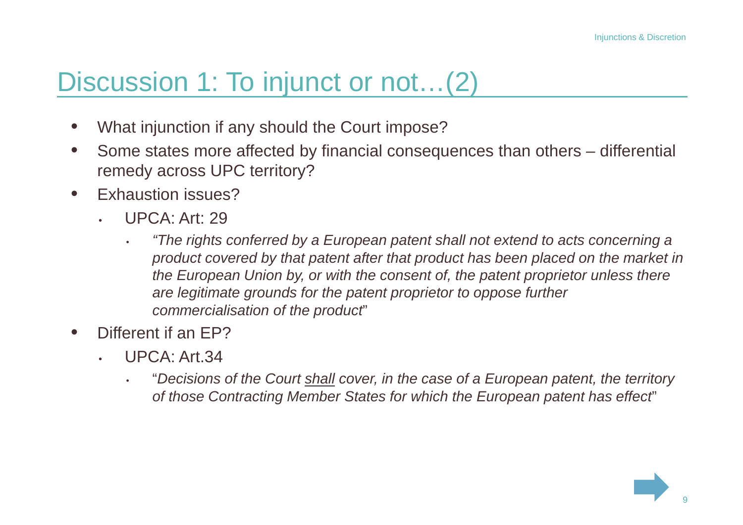# Discussion 1: To injunct or not…(2)

- What injunction if any should the Court impose?
- Some states more affected by financial consequences than others – differential remedy across UPC territory?
- Exhaustion issues?
  - UPCA: Art: 29
    - *"The rights conferred by a European patent shall not extend to acts concerning a product covered by that patent after that product has been placed on the market in the European Union by, or with the consent of, the patent proprietor unless there are legitimate grounds for the patent proprietor to oppose further commercialisation of the product*"
- Different if an EP?
  - UPCA: Art.34
    - "*Decisions of the Court <u>shall</u> cover, in the case of a European patent, the territory of those Contracting Member States for which the European patent has effect*"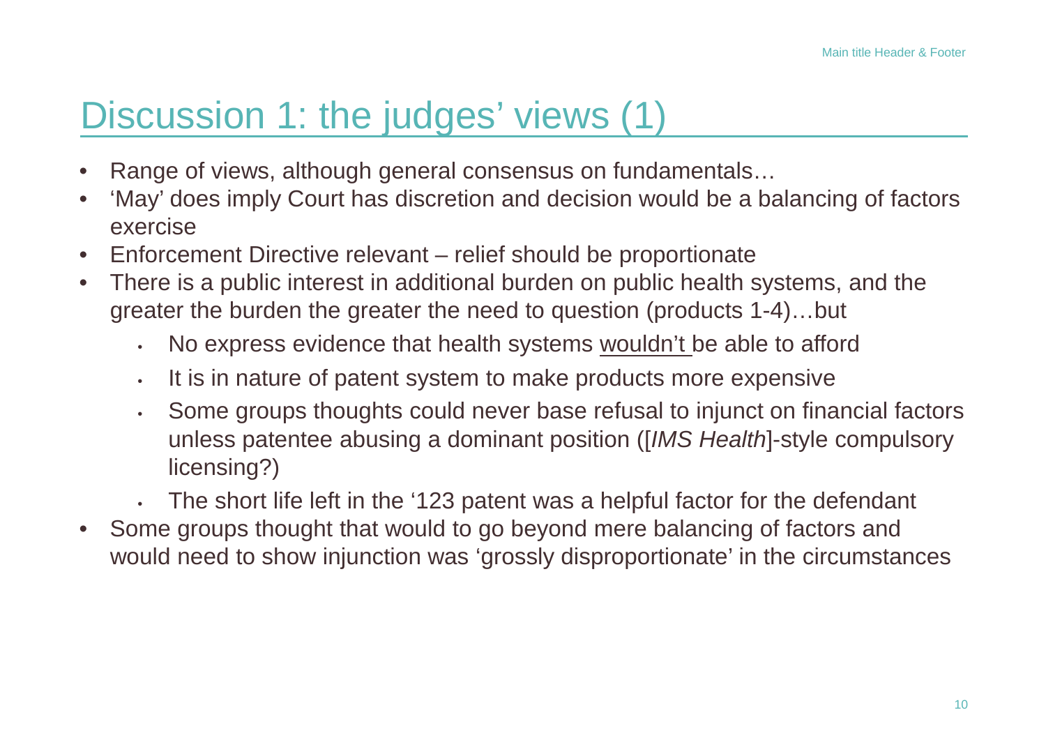# Discussion 1: the judges' views (1)

- Range of views, although general consensus on fundamentals…
- 'May' does imply Court has discretion and decision would be a balancing of factors exercise
- Enforcement Directive relevant – relief should be proportionate
- There is a public interest in additional burden on public health systems, and the greater the burden the greater the need to question (products 1-4)…but
  - No express evidence that health systems <u>wouldn't</u> be able to afford
  - It is in nature of patent system to make products more expensive
  - Some groups thoughts could never base refusal to injunct on financial factors unless patentee abusing a dominant position ([*IMS Health*]-style compulsory licensing?)
  - The short life left in the '123 patent was a helpful factor for the defendant
- Some groups thought that would to go beyond mere balancing of factors and would need to show injunction was 'grossly disproportionate' in the circumstances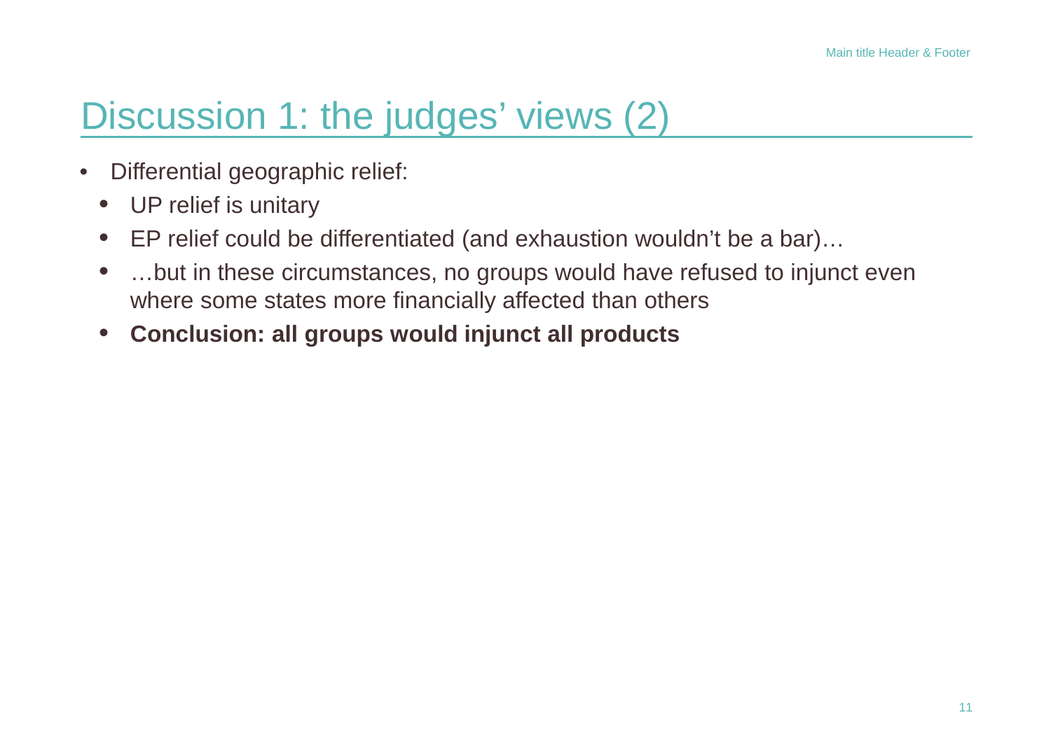# Discussion 1: the judges' views (2)

- Differential geographic relief:
  - UP relief is unitary
  - EP relief could be differentiated (and exhaustion wouldn't be a bar)…
  - …but in these circumstances, no groups would have refused to injunct even where some states more financially affected than others
  - **Conclusion: all groups would injunct all products**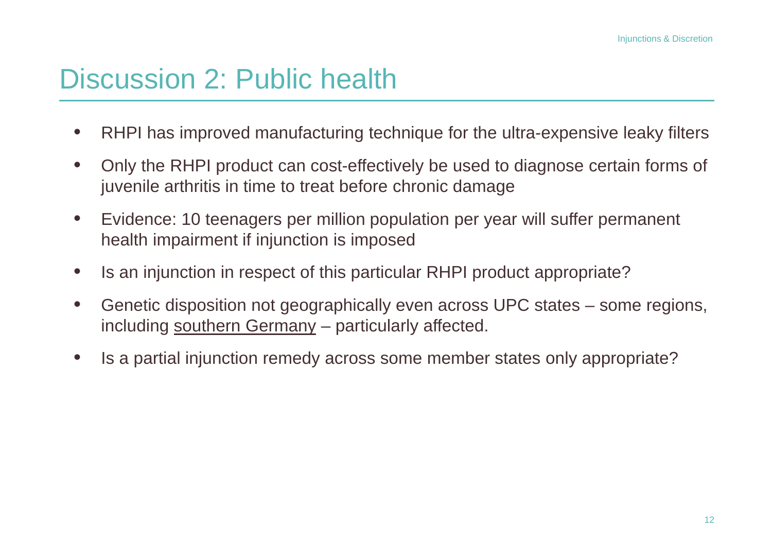# Discussion 2: Public health

- RHPI has improved manufacturing technique for the ultra-expensive leaky filters
- Only the RHPI product can cost-effectively be used to diagnose certain forms of juvenile arthritis in time to treat before chronic damage
- Evidence: 10 teenagers per million population per year will suffer permanent health impairment if injunction is imposed
- Is an injunction in respect of this particular RHPI product appropriate?
- Genetic disposition not geographically even across UPC states – some regions, including <u>southern Germany</u> – particularly affected.
- Is a partial injunction remedy across some member states only appropriate?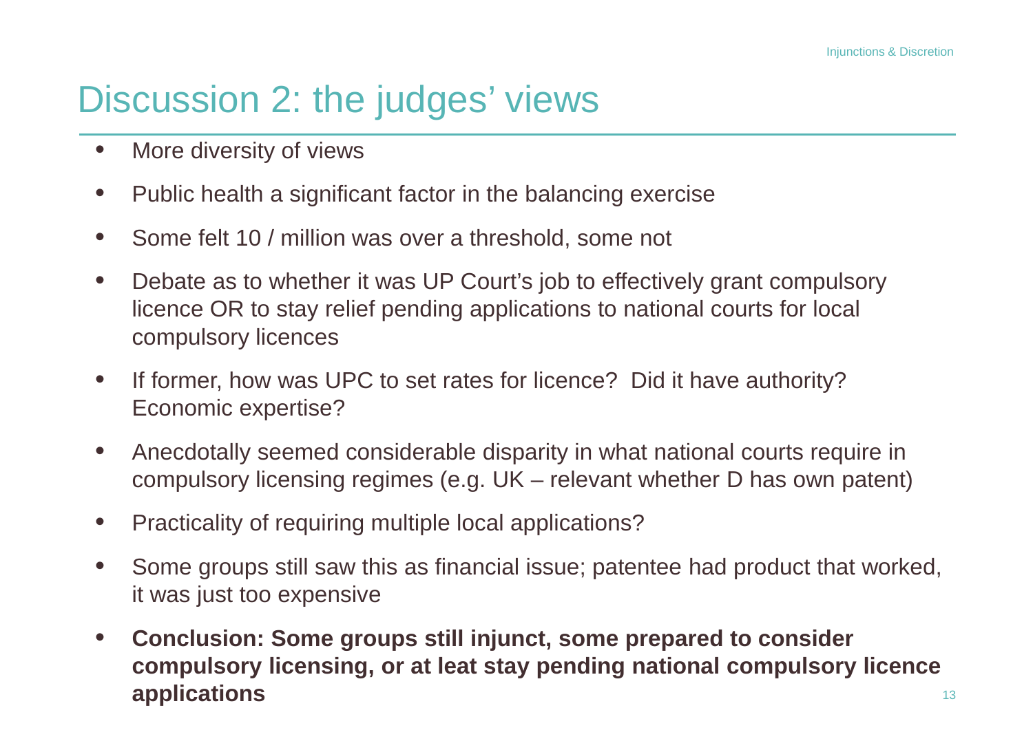# Discussion 2: the judges' views

- More diversity of views
- Public health a significant factor in the balancing exercise
- Some felt 10 / million was over a threshold, some not
- Debate as to whether it was UP Court's job to effectively grant compulsory licence OR to stay relief pending applications to national courts for local compulsory licences
- If former, how was UPC to set rates for licence? Did it have authority? Economic expertise?
- Anecdotally seemed considerable disparity in what national courts require in compulsory licensing regimes (e.g. UK – relevant whether D has own patent)
- Practicality of requiring multiple local applications?
- Some groups still saw this as financial issue; patentee had product that worked, it was just too expensive
- **Conclusion: Some groups still injunct, some prepared to consider compulsory licensing, or at leat stay pending national compulsory licence applications**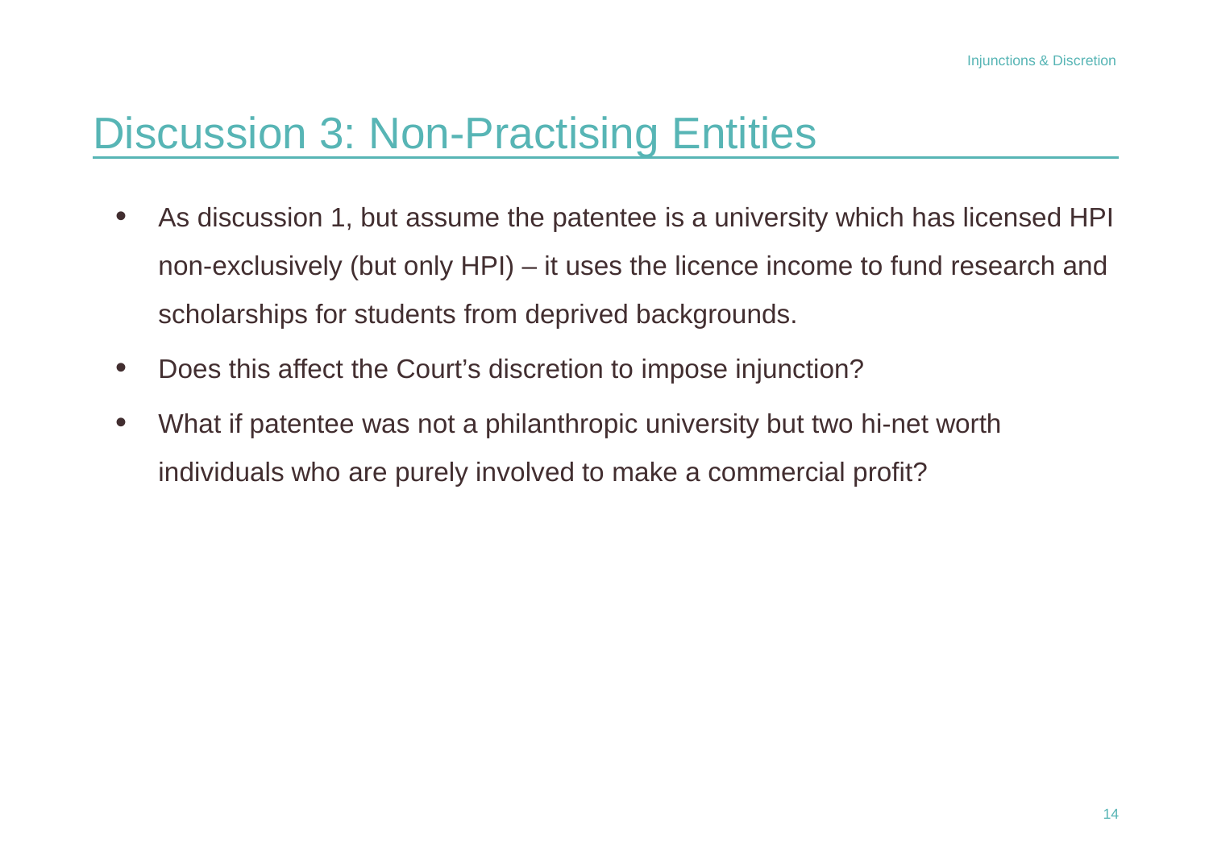# Discussion 3: Non-Practising Entities

- As discussion 1, but assume the patentee is a university which has licensed HPI non-exclusively (but only HPI) – it uses the licence income to fund research and scholarships for students from deprived backgrounds.
- Does this affect the Court's discretion to impose injunction?
- What if patentee was not a philanthropic university but two hi-net worth individuals who are purely involved to make a commercial profit?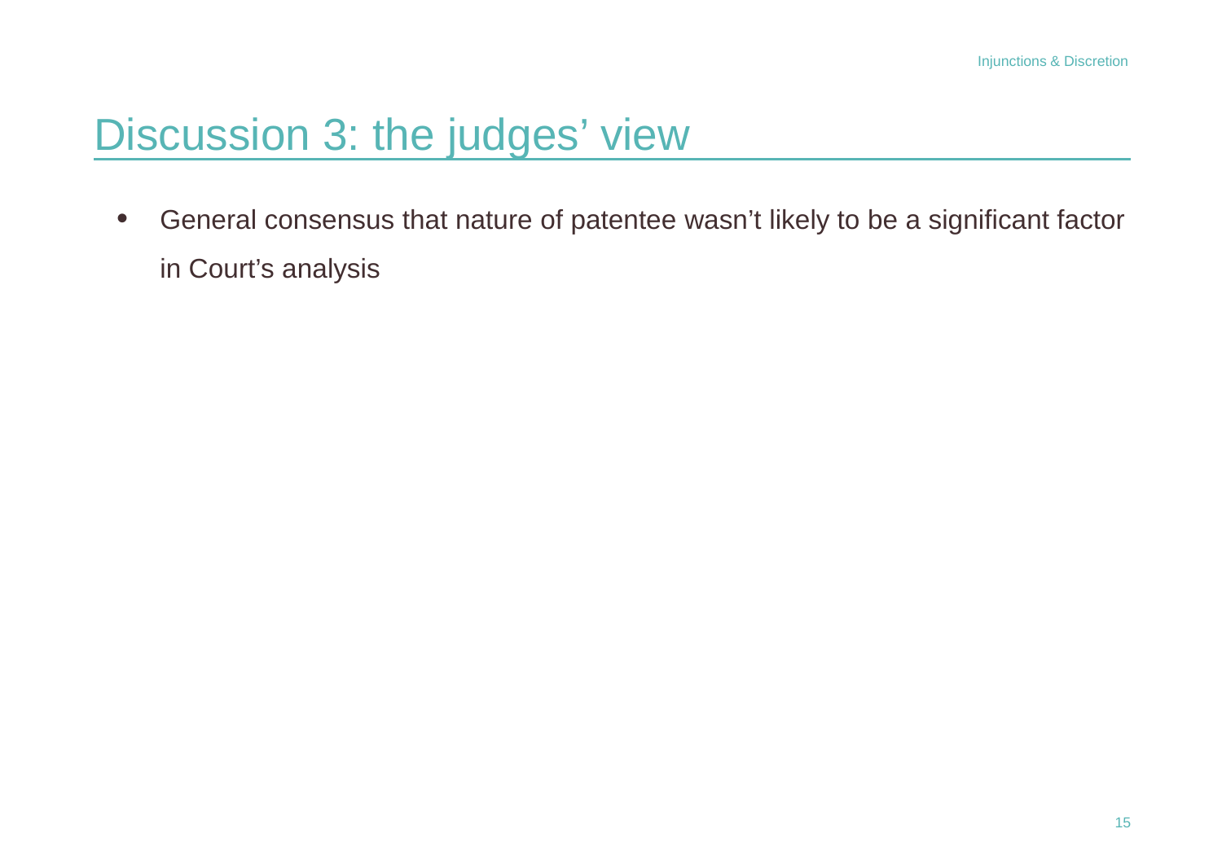# Discussion 3: the judges' view

- General consensus that nature of patentee wasn't likely to be a significant factor in Court's analysis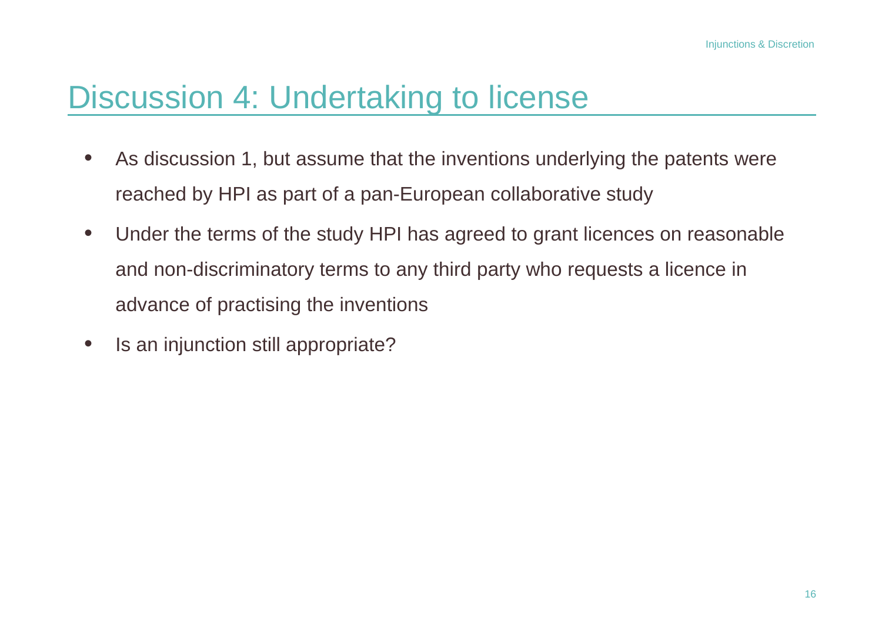# Discussion 4: Undertaking to license

- As discussion 1, but assume that the inventions underlying the patents were reached by HPI as part of a pan-European collaborative study
- Under the terms of the study HPI has agreed to grant licences on reasonable and non-discriminatory terms to any third party who requests a licence in advance of practising the inventions
- Is an injunction still appropriate?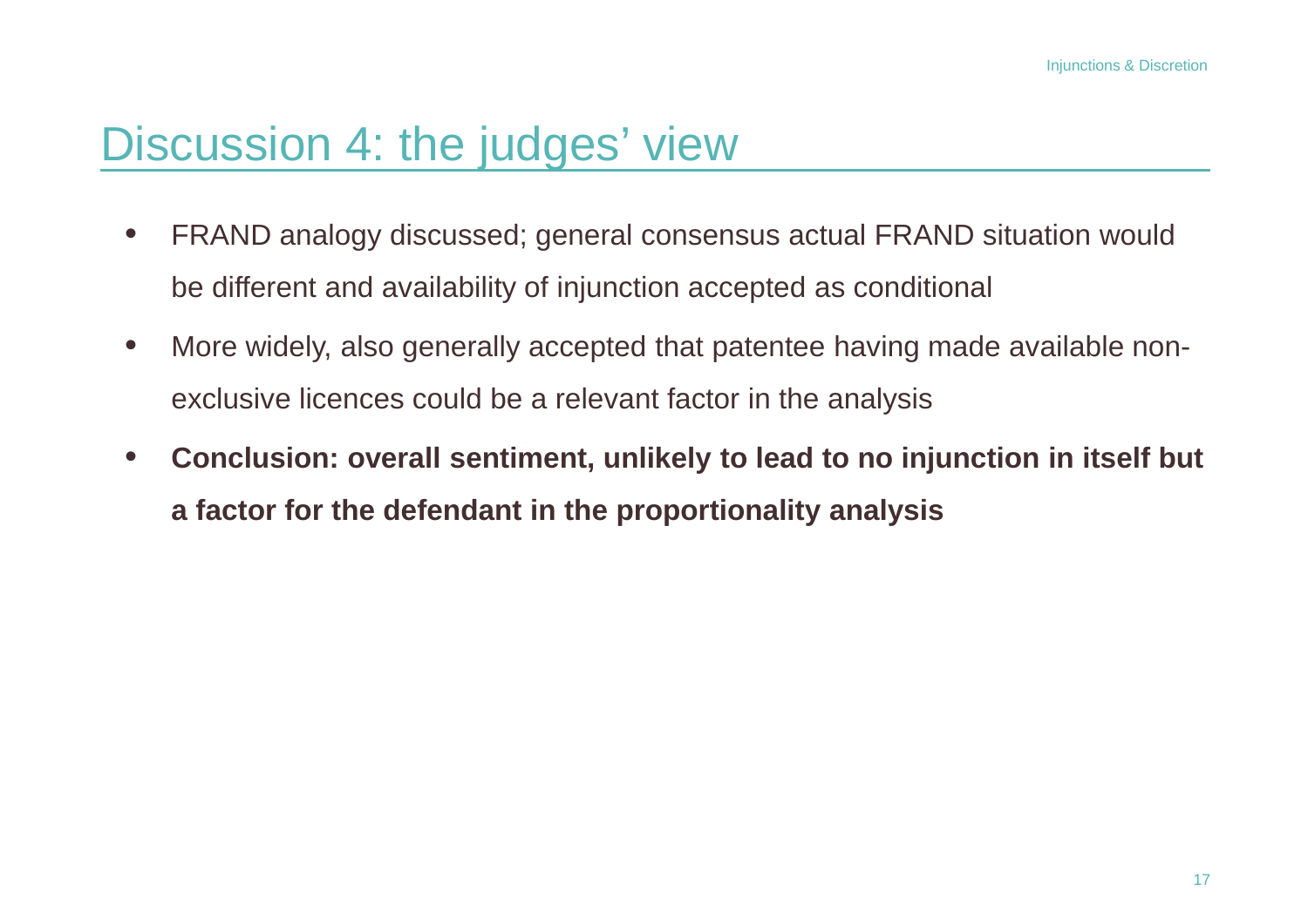# Discussion 4: the judges' view

- FRAND analogy discussed; general consensus actual FRAND situation would be different and availability of injunction accepted as conditional
- More widely, also generally accepted that patentee having made available non-exclusive licences could be a relevant factor in the analysis
- **Conclusion: overall sentiment, unlikely to lead to no injunction in itself but a factor for the defendant in the proportionality analysis**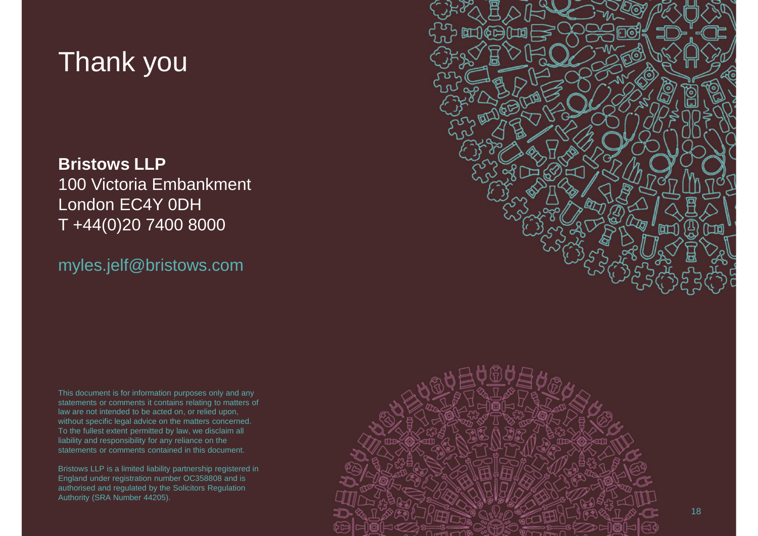# Thank you

**Bristows LLP**
100 Victoria Embankment
London EC4Y 0DH
T +44(0)20 7400 8000

myles.jelf@bristows.com

This document is for information purposes only and any statements or comments it contains relating to matters of law are not intended to be acted on, or relied upon, without specific legal advice on the matters concerned. To the fullest extent permitted by law, we disclaim all liability and responsibility for any reliance on the statements or comments contained in this document.

Bristows LLP is a limited liability partnership registered in England under registration number OC358808 and is authorised and regulated by the Solicitors Regulation Authority (SRA Number 44205).